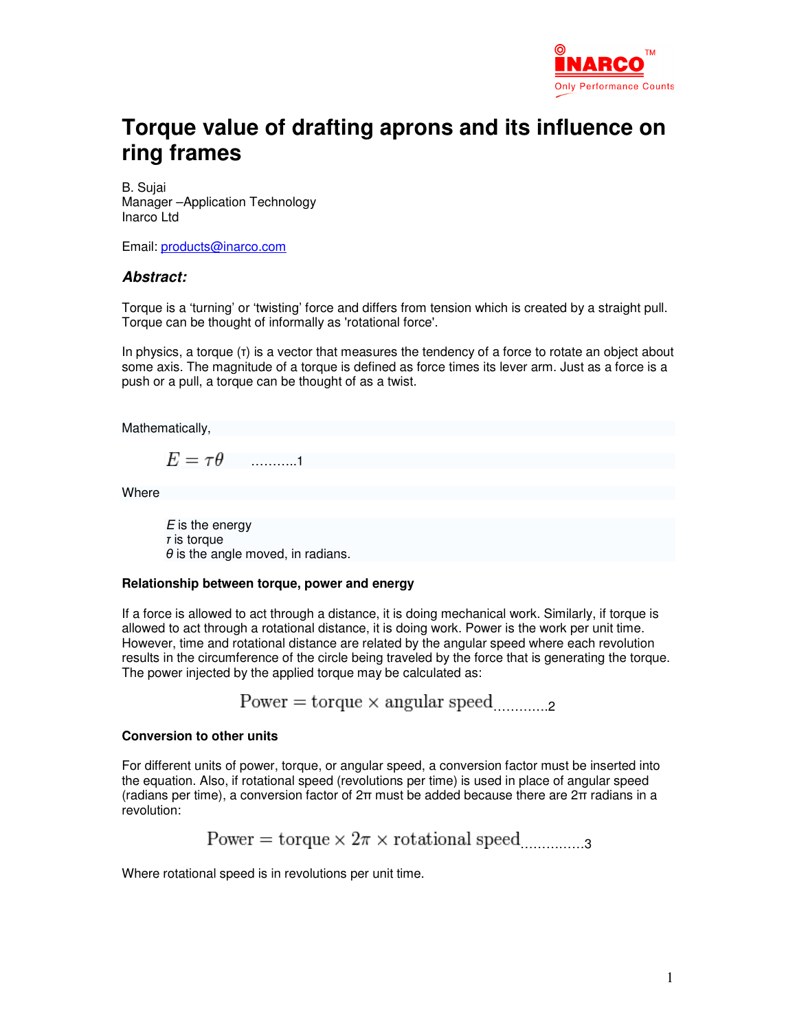# Torque value of drafting aprons and its influence on ring frames

B. Sujai
Manager –Application Technology
Inarco Ltd

Email: products@inarco.com

## *Abstract:*

Torque is a 'turning' or 'twisting' force and differs from tension which is created by a straight pull. Torque can be thought of informally as 'rotational force'.

In physics, a torque ($\tau$) is a vector that measures the tendency of a force to rotate an object about some axis. The magnitude of a torque is defined as force times its lever arm. Just as a force is a push or a pull, a torque can be thought of as a twist.

Mathematically,

$$E = \tau\theta \quad \text{..........1}$$

Where

*E* is the energy
*τ* is torque
*θ* is the angle moved, in radians.

**Relationship between torque, power and energy**

If a force is allowed to act through a distance, it is doing mechanical work. Similarly, if torque is allowed to act through a rotational distance, it is doing work. Power is the work per unit time. However, time and rotational distance are related by the angular speed where each revolution results in the circumference of the circle being traveled by the force that is generating the torque. The power injected by the applied torque may be calculated as:

$$\text{Power} = \text{torque} \times \text{angular speed} \quad \text{............2}$$

**Conversion to other units**

For different units of power, torque, or angular speed, a conversion factor must be inserted into the equation. Also, if rotational speed (revolutions per time) is used in place of angular speed (radians per time), a conversion factor of 2π must be added because there are 2π radians in a revolution:

$$\text{Power} = \text{torque} \times 2\pi \times \text{rotational speed} \quad \text{..............3}$$

Where rotational speed is in revolutions per unit time.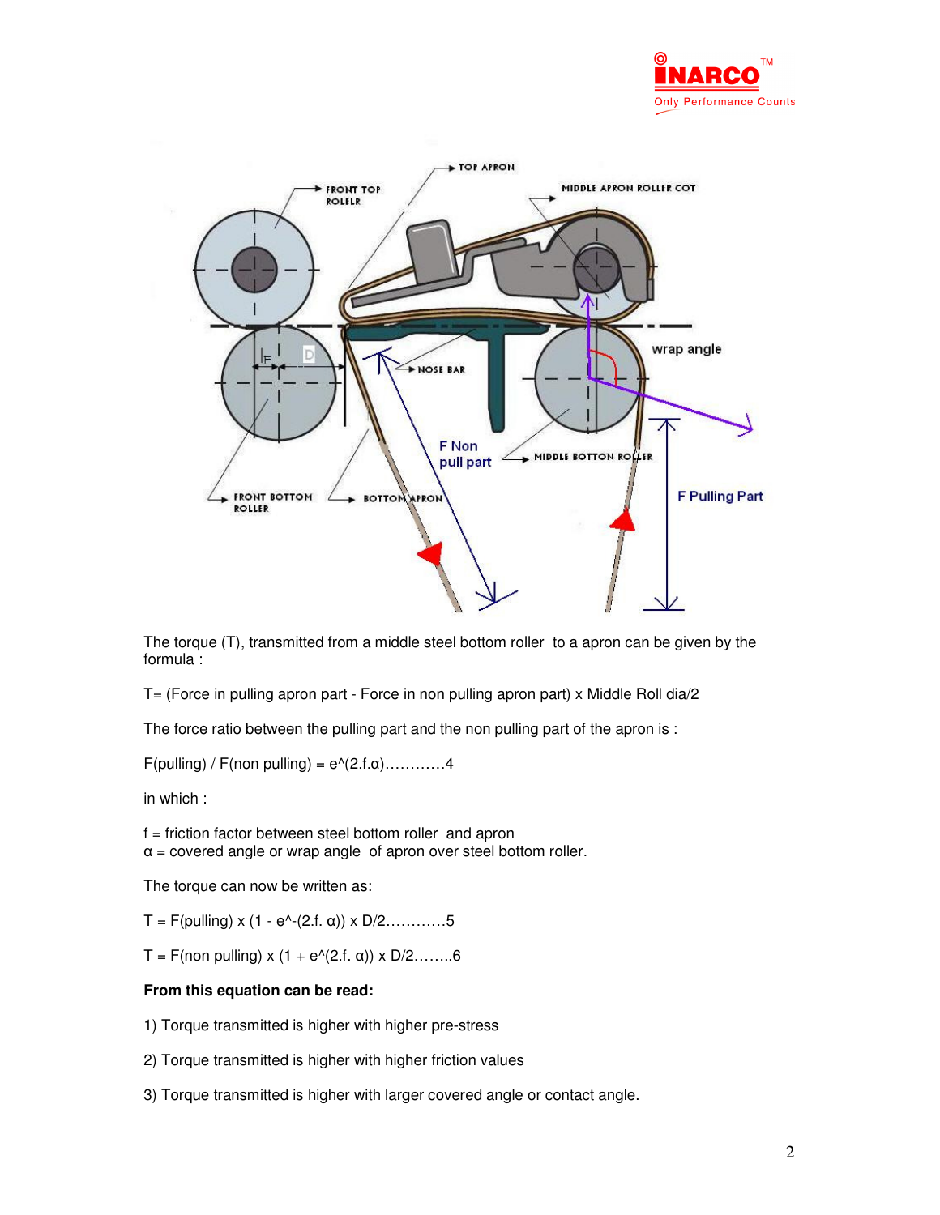FRONT TOP ROLELR

TOP APRON

MIDDLE APRON ROLLER COT

wrap angle

NOSE BAR

F Non pull part

MIDDLE BOTTON ROLLER

F Pulling Part

FRONT BOTTOM ROLLER

BOTTOM APRON

The torque (T), transmitted from a middle steel bottom roller to a apron can be given by the formula :

T= (Force in pulling apron part - Force in non pulling apron part) x Middle Roll dia/2

The force ratio between the pulling part and the non pulling part of the apron is :

F(pulling) / F(non pulling) = $e^{(2.f.\alpha)}$............4

in which :

f = friction factor between steel bottom roller and apron
$\alpha$ = covered angle or wrap angle of apron over steel bottom roller.

The torque can now be written as:

T = F(pulling) x (1 - $e^{-(2.f.\alpha)}$) x D/2............5

T = F(non pulling) x (1 + $e^{(2.f.\alpha)}$) x D/2........6

**From this equation can be read:**

1) Torque transmitted is higher with higher pre-stress

2) Torque transmitted is higher with higher friction values

3) Torque transmitted is higher with larger covered angle or contact angle.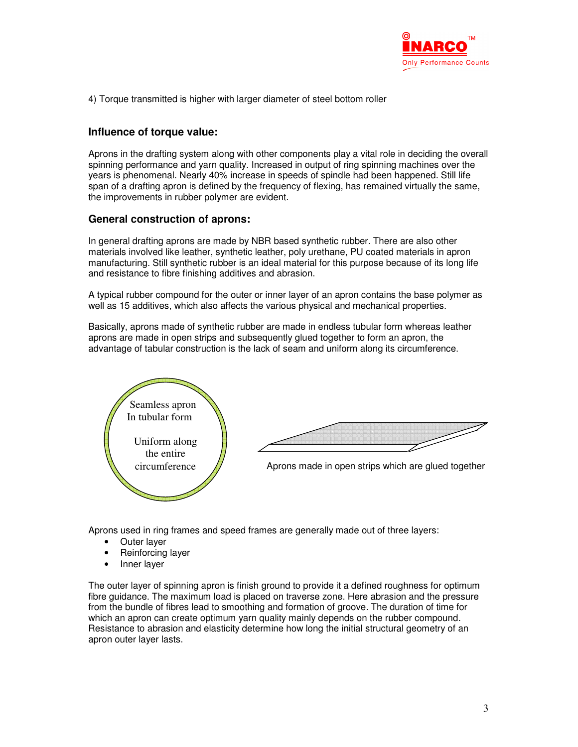4) Torque transmitted is higher with larger diameter of steel bottom roller

### Influence of torque value:

Aprons in the drafting system along with other components play a vital role in deciding the overall spinning performance and yarn quality. Increased in output of ring spinning machines over the years is phenomenal. Nearly 40% increase in speeds of spindle had been happened. Still life span of a drafting apron is defined by the frequency of flexing, has remained virtually the same, the improvements in rubber polymer are evident.

### General construction of aprons:

In general drafting aprons are made by NBR based synthetic rubber. There are also other materials involved like leather, synthetic leather, poly urethane, PU coated materials in apron manufacturing. Still synthetic rubber is an ideal material for this purpose because of its long life and resistance to fibre finishing additives and abrasion.

A typical rubber compound for the outer or inner layer of an apron contains the base polymer as well as 15 additives, which also affects the various physical and mechanical properties.

Basically, aprons made of synthetic rubber are made in endless tubular form whereas leather aprons are made in open strips and subsequently glued together to form an apron, the advantage of tabular construction is the lack of seam and uniform along its circumference.

Seamless apron
In tubular form

Uniform along
the entire
circumference

Aprons made in open strips which are glued together

Aprons used in ring frames and speed frames are generally made out of three layers:

- Outer layer
- Reinforcing layer
- Inner layer

The outer layer of spinning apron is finish ground to provide it a defined roughness for optimum fibre guidance. The maximum load is placed on traverse zone. Here abrasion and the pressure from the bundle of fibres lead to smoothing and formation of groove. The duration of time for which an apron can create optimum yarn quality mainly depends on the rubber compound. Resistance to abrasion and elasticity determine how long the initial structural geometry of an apron outer layer lasts.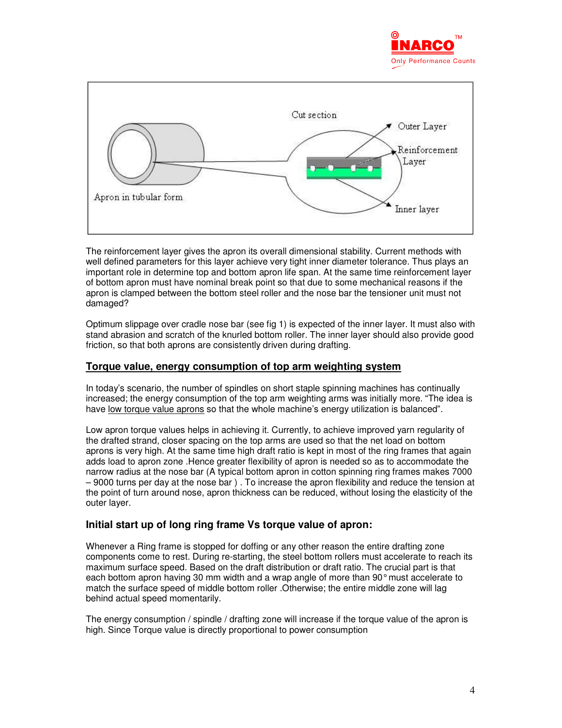Cut section

Outer Layer

Reinforcement Layer

Inner layer

Apron in tubular form

The reinforcement layer gives the apron its overall dimensional stability. Current methods with well defined parameters for this layer achieve very tight inner diameter tolerance. Thus plays an important role in determine top and bottom apron life span. At the same time reinforcement layer of bottom apron must have nominal break point so that due to some mechanical reasons if the apron is clamped between the bottom steel roller and the nose bar the tensioner unit must not damaged?

Optimum slippage over cradle nose bar (see fig 1) is expected of the inner layer. It must also with stand abrasion and scratch of the knurled bottom roller. The inner layer should also provide good friction, so that both aprons are consistently driven during drafting.

## Torque value, energy consumption of top arm weighting system

In today's scenario, the number of spindles on short staple spinning machines has continually increased; the energy consumption of the top arm weighting arms was initially more. "The idea is have low torque value aprons so that the whole machine's energy utilization is balanced".

Low apron torque values helps in achieving it. Currently, to achieve improved yarn regularity of the drafted strand, closer spacing on the top arms are used so that the net load on bottom aprons is very high. At the same time high draft ratio is kept in most of the ring frames that again adds load to apron zone .Hence greater flexibility of apron is needed so as to accommodate the narrow radius at the nose bar (A typical bottom apron in cotton spinning ring frames makes 7000 – 9000 turns per day at the nose bar ) . To increase the apron flexibility and reduce the tension at the point of turn around nose, apron thickness can be reduced, without losing the elasticity of the outer layer.

## Initial start up of long ring frame Vs torque value of apron:

Whenever a Ring frame is stopped for doffing or any other reason the entire drafting zone components come to rest. During re-starting, the steel bottom rollers must accelerate to reach its maximum surface speed. Based on the draft distribution or draft ratio. The crucial part is that each bottom apron having 30 mm width and a wrap angle of more than 90° must accelerate to match the surface speed of middle bottom roller .Otherwise; the entire middle zone will lag behind actual speed momentarily.

The energy consumption / spindle / drafting zone will increase if the torque value of the apron is high. Since Torque value is directly proportional to power consumption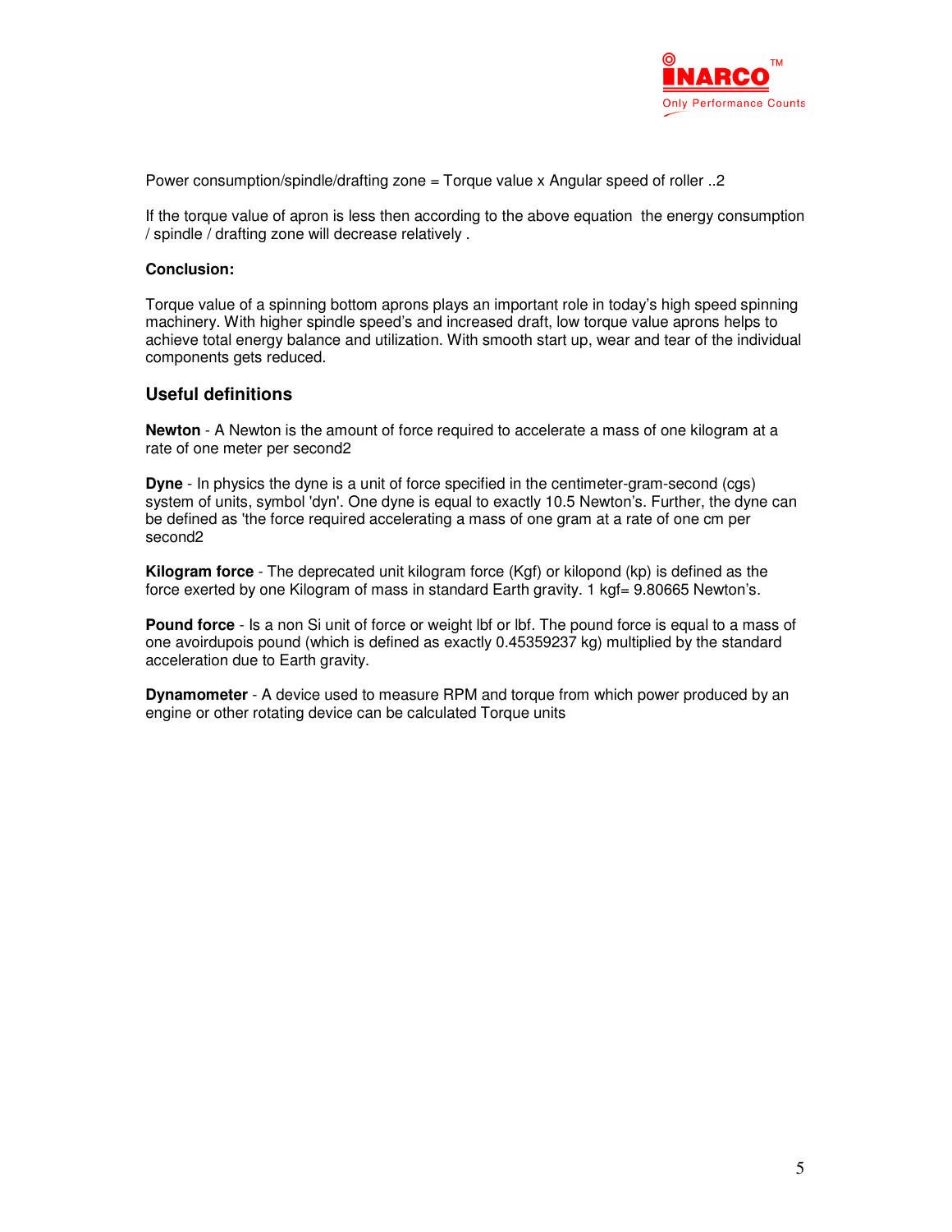Power consumption/spindle/drafting zone = Torque value x Angular speed of roller ..2

If the torque value of apron is less then according to the above equation the energy consumption / spindle / drafting zone will decrease relatively .

**Conclusion:**

Torque value of a spinning bottom aprons plays an important role in today's high speed spinning machinery. With higher spindle speed's and increased draft, low torque value aprons helps to achieve total energy balance and utilization. With smooth start up, wear and tear of the individual components gets reduced.

## Useful definitions

**Newton** - A Newton is the amount of force required to accelerate a mass of one kilogram at a rate of one meter per second2

**Dyne** - In physics the dyne is a unit of force specified in the centimeter-gram-second (cgs) system of units, symbol 'dyn'. One dyne is equal to exactly 10.5 Newton's. Further, the dyne can be defined as 'the force required accelerating a mass of one gram at a rate of one cm per second2

**Kilogram force** - The deprecated unit kilogram force (Kgf) or kilopond (kp) is defined as the force exerted by one Kilogram of mass in standard Earth gravity. 1 kgf= 9.80665 Newton's.

**Pound force** - Is a non Si unit of force or weight lbf or lbf. The pound force is equal to a mass of one avoirdupois pound (which is defined as exactly 0.45359237 kg) multiplied by the standard acceleration due to Earth gravity.

**Dynamometer** - A device used to measure RPM and torque from which power produced by an engine or other rotating device can be calculated Torque units